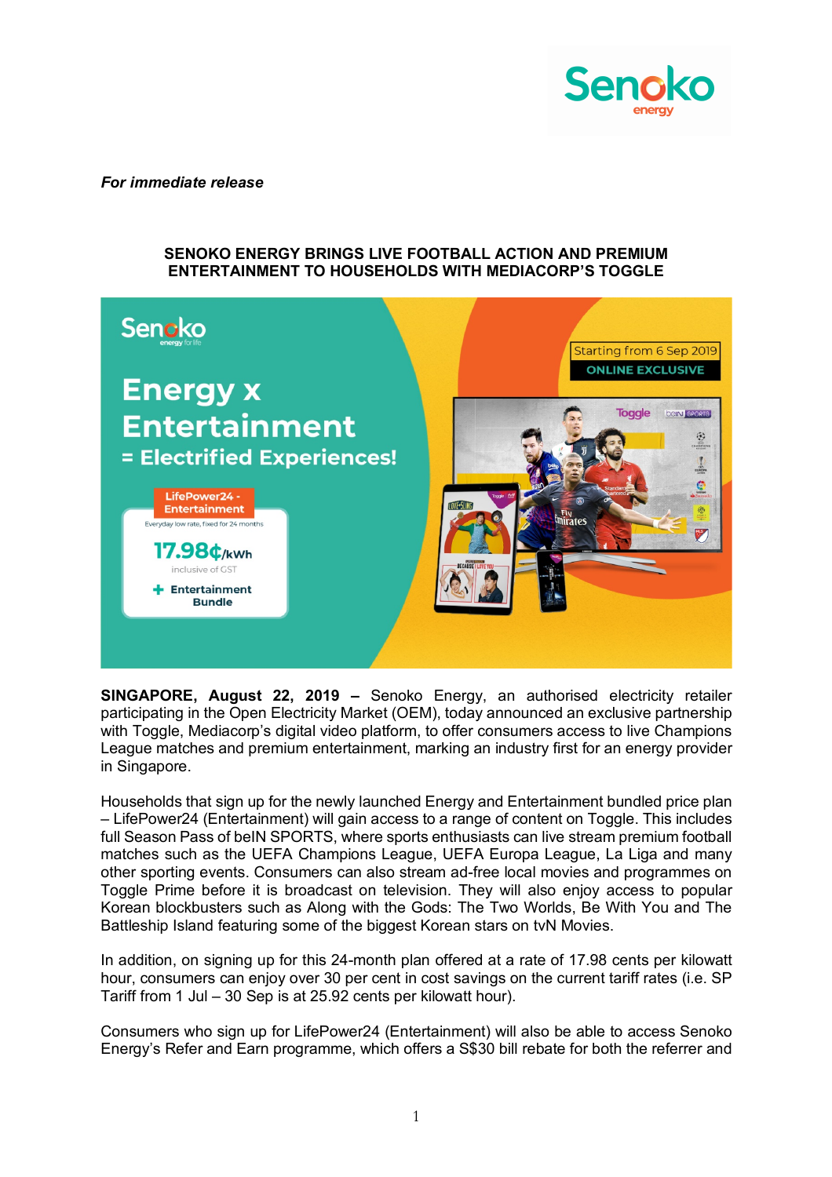*For immediate release*

**SENOKO ENERGY BRINGS LIVE FOOTBALL ACTION AND PREMIUM ENTERTAINMENT TO HOUSEHOLDS WITH MEDIACORP'S TOGGLE**

**SINGAPORE, August 22, 2019 –** Senoko Energy, an authorised electricity retailer participating in the Open Electricity Market (OEM), today announced an exclusive partnership with Toggle, Mediacorp's digital video platform, to offer consumers access to live Champions League matches and premium entertainment, marking an industry first for an energy provider in Singapore.

Households that sign up for the newly launched Energy and Entertainment bundled price plan – LifePower24 (Entertainment) will gain access to a range of content on Toggle. This includes full Season Pass of beIN SPORTS, where sports enthusiasts can live stream premium football matches such as the UEFA Champions League, UEFA Europa League, La Liga and many other sporting events. Consumers can also stream ad-free local movies and programmes on Toggle Prime before it is broadcast on television. They will also enjoy access to popular Korean blockbusters such as Along with the Gods: The Two Worlds, Be With You and The Battleship Island featuring some of the biggest Korean stars on tvN Movies.

In addition, on signing up for this 24-month plan offered at a rate of 17.98 cents per kilowatt hour, consumers can enjoy over 30 per cent in cost savings on the current tariff rates (i.e. SP Tariff from 1 Jul – 30 Sep is at 25.92 cents per kilowatt hour).

Consumers who sign up for LifePower24 (Entertainment) will also be able to access Senoko Energy's Refer and Earn programme, which offers a S$30 bill rebate for both the referrer and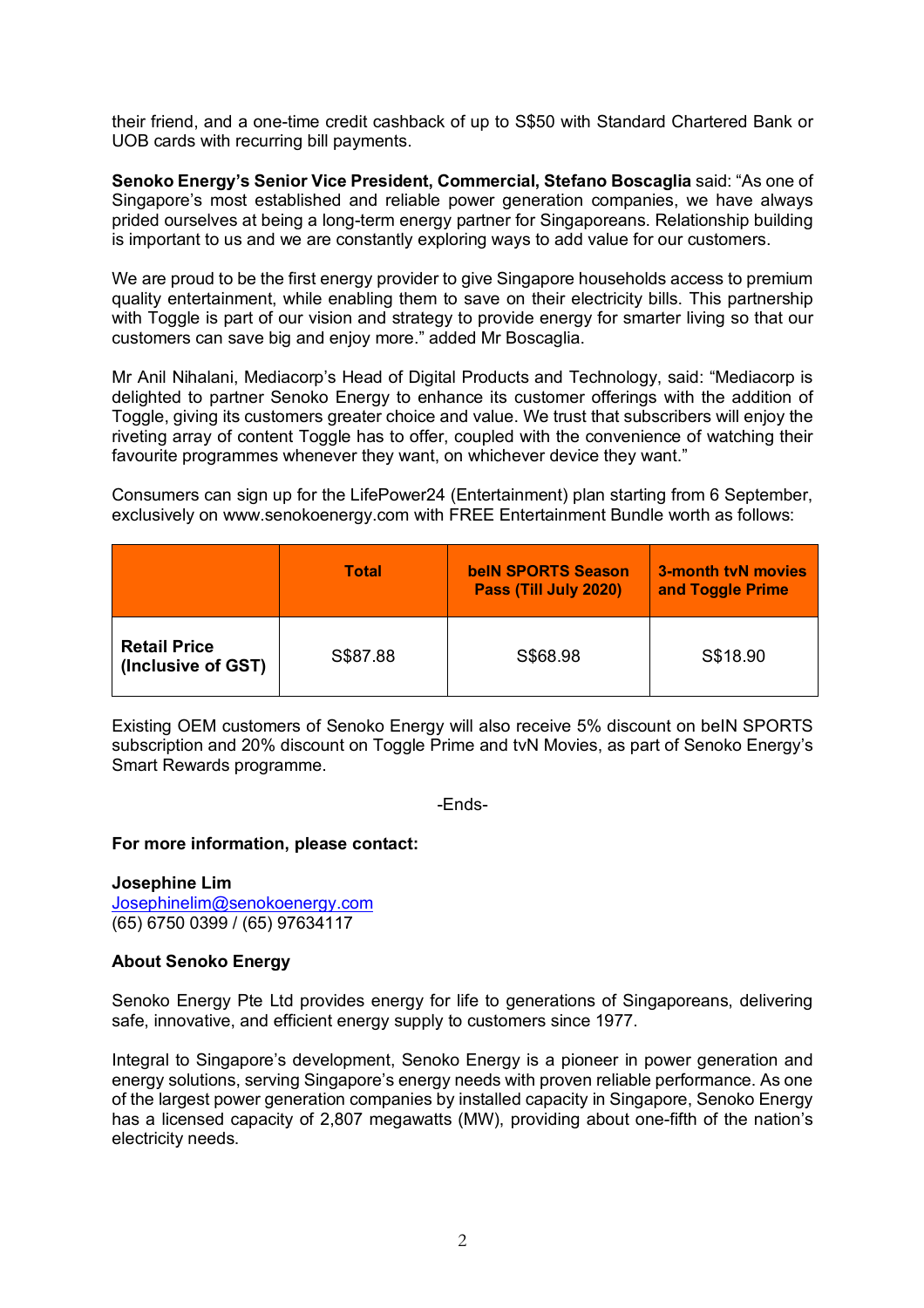their friend, and a one-time credit cashback of up to S$50 with Standard Chartered Bank or UOB cards with recurring bill payments.

**Senoko Energy's Senior Vice President, Commercial, Stefano Boscaglia** said: "As one of Singapore's most established and reliable power generation companies, we have always prided ourselves at being a long-term energy partner for Singaporeans. Relationship building is important to us and we are constantly exploring ways to add value for our customers.

We are proud to be the first energy provider to give Singapore households access to premium quality entertainment, while enabling them to save on their electricity bills. This partnership with Toggle is part of our vision and strategy to provide energy for smarter living so that our customers can save big and enjoy more." added Mr Boscaglia.

Mr Anil Nihalani, Mediacorp's Head of Digital Products and Technology, said: "Mediacorp is delighted to partner Senoko Energy to enhance its customer offerings with the addition of Toggle, giving its customers greater choice and value. We trust that subscribers will enjoy the riveting array of content Toggle has to offer, coupled with the convenience of watching their favourite programmes whenever they want, on whichever device they want."

Consumers can sign up for the LifePower24 (Entertainment) plan starting from 6 September, exclusively on www.senokoenergy.com with FREE Entertainment Bundle worth as follows:

| | **Total** | **beIN SPORTS Season Pass (Till July 2020)** | **3-month tvN movies and Toggle Prime** |
|---|---|---|---|
| **Retail Price (Inclusive of GST)** | S$87.88 | S$68.98 | S$18.90 |

Existing OEM customers of Senoko Energy will also receive 5% discount on beIN SPORTS subscription and 20% discount on Toggle Prime and tvN Movies, as part of Senoko Energy's Smart Rewards programme.

-Ends-

**For more information, please contact:**

**Josephine Lim**
Josephinelim@senokoenergy.com
(65) 6750 0399 / (65) 97634117

**About Senoko Energy**

Senoko Energy Pte Ltd provides energy for life to generations of Singaporeans, delivering safe, innovative, and efficient energy supply to customers since 1977.

Integral to Singapore's development, Senoko Energy is a pioneer in power generation and energy solutions, serving Singapore's energy needs with proven reliable performance. As one of the largest power generation companies by installed capacity in Singapore, Senoko Energy has a licensed capacity of 2,807 megawatts (MW), providing about one-fifth of the nation's electricity needs.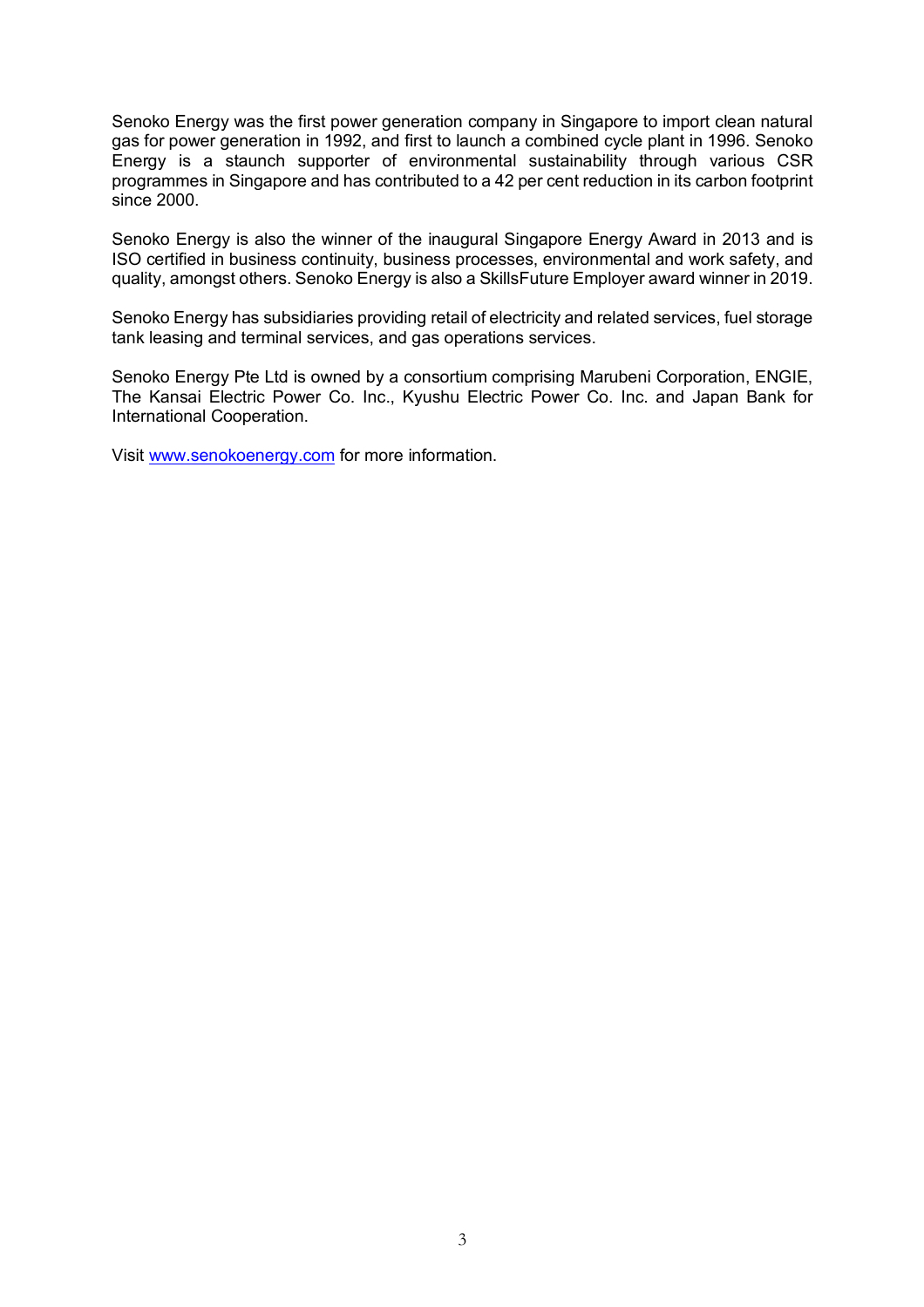Senoko Energy was the first power generation company in Singapore to import clean natural gas for power generation in 1992, and first to launch a combined cycle plant in 1996. Senoko Energy is a staunch supporter of environmental sustainability through various CSR programmes in Singapore and has contributed to a 42 per cent reduction in its carbon footprint since 2000.

Senoko Energy is also the winner of the inaugural Singapore Energy Award in 2013 and is ISO certified in business continuity, business processes, environmental and work safety, and quality, amongst others. Senoko Energy is also a SkillsFuture Employer award winner in 2019.

Senoko Energy has subsidiaries providing retail of electricity and related services, fuel storage tank leasing and terminal services, and gas operations services.

Senoko Energy Pte Ltd is owned by a consortium comprising Marubeni Corporation, ENGIE, The Kansai Electric Power Co. Inc., Kyushu Electric Power Co. Inc. and Japan Bank for International Cooperation.

Visit [www.senokoenergy.com](http://www.senokoenergy.com) for more information.